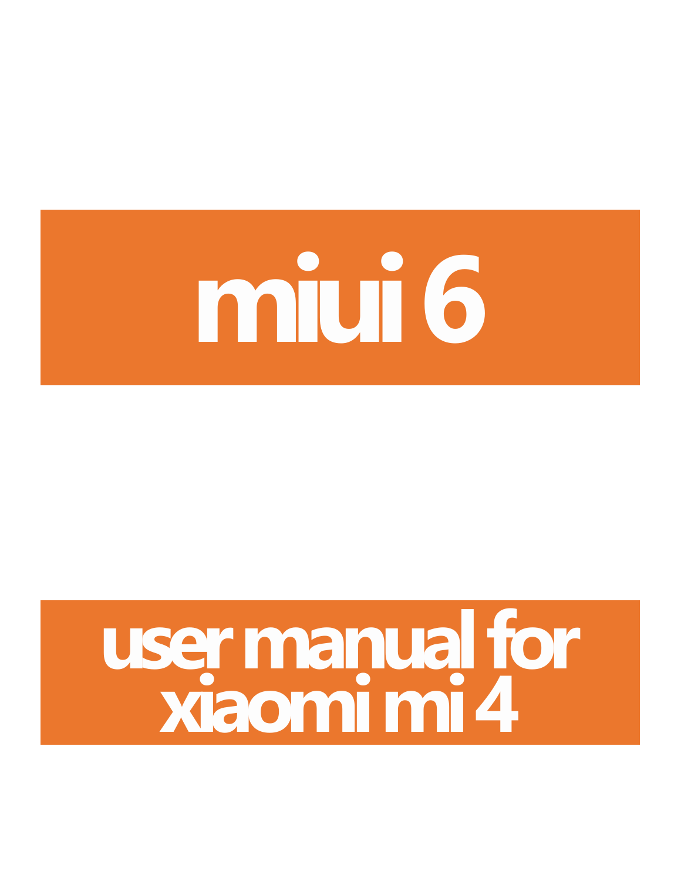# miui 6

## user manual for xiaomi mi 4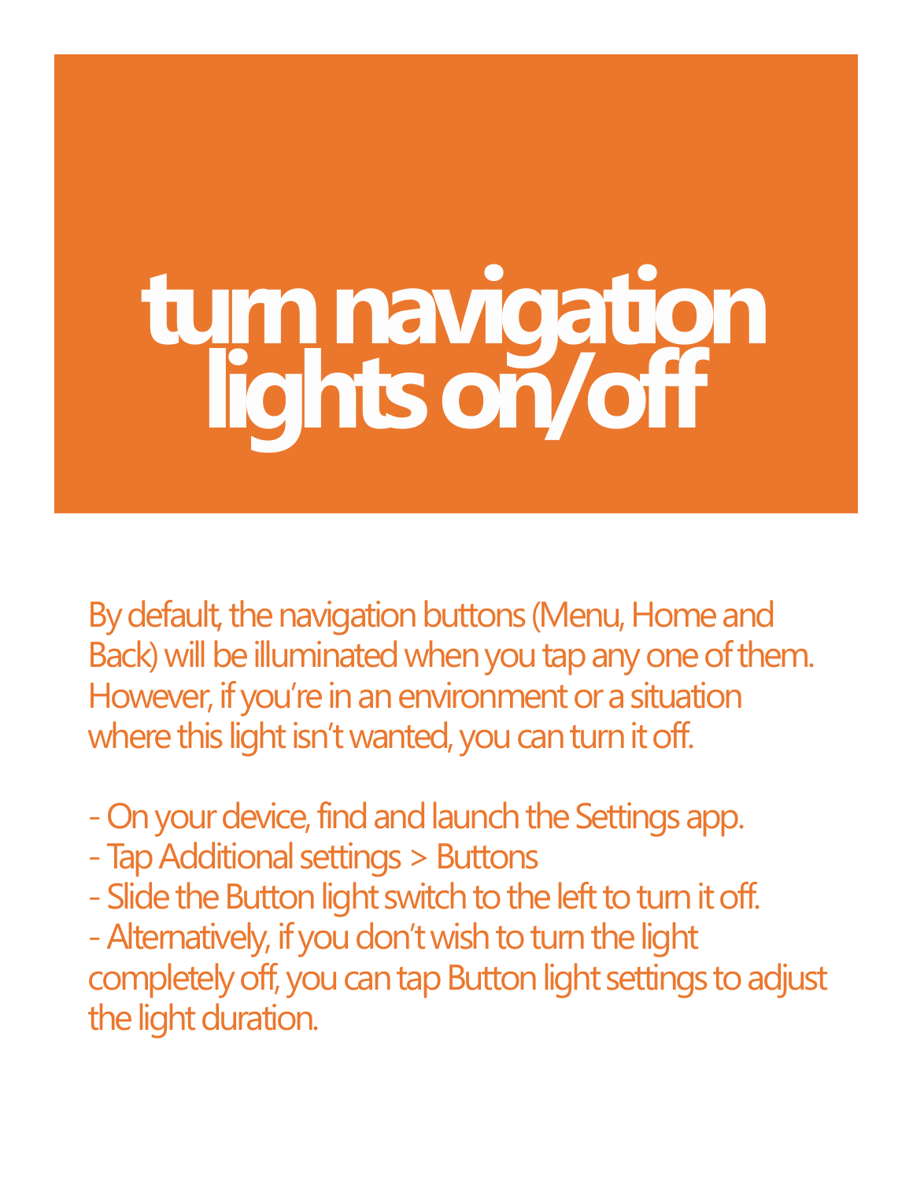# turn navigation lights on/off

By default, the navigation buttons (Menu, Home and Back) will be illuminated when you tap any one of them. However, if you're in an environment or a situation where this light isn't wanted, you can turn it off.

- On your device, find and launch the Settings app.
- Tap Additional settings > Buttons
- Slide the Button light switch to the left to turn it off.
- Alternatively, if you don't wish to turn the light completely off, you can tap Button light settings to adjust the light duration.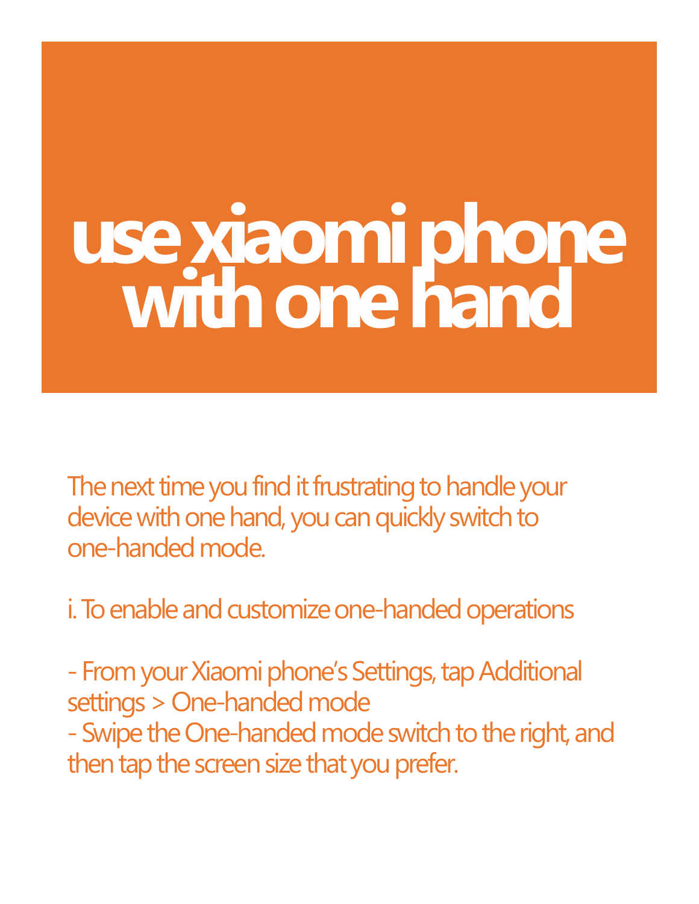# use xiaomi phone with one hand

The next time you find it frustrating to handle your device with one hand, you can quickly switch to one-handed mode.

i. To enable and customize one-handed operations

- From your Xiaomi phone's Settings, tap Additional settings > One-handed mode
- Swipe the One-handed mode switch to the right, and then tap the screen size that you prefer.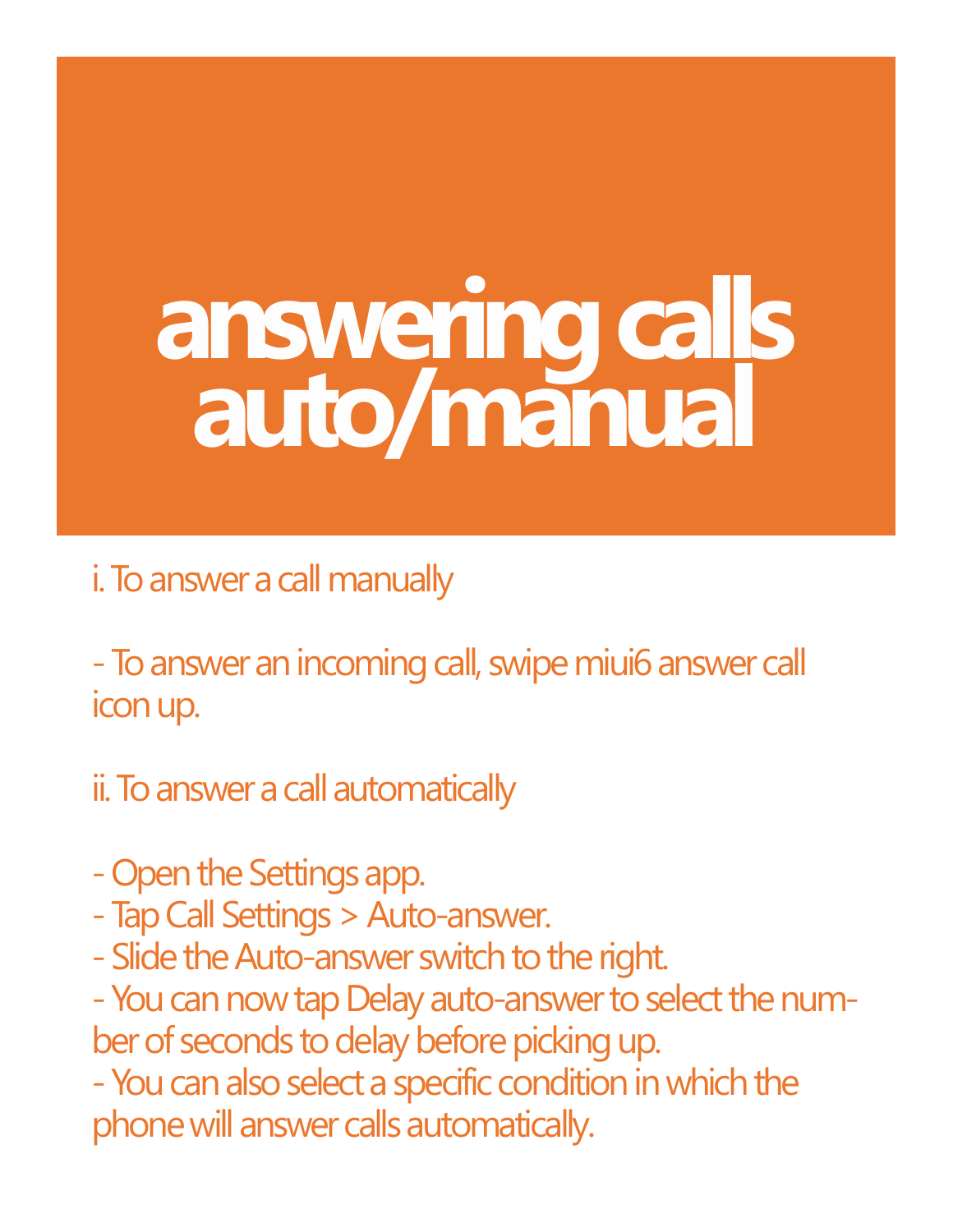# answering calls auto/manual

i. To answer a call manually

- To answer an incoming call, swipe miui6 answer call icon up.

ii. To answer a call automatically

- Open the Settings app.
- Tap Call Settings > Auto-answer.
- Slide the Auto-answer switch to the right.
- You can now tap Delay auto-answer to select the number of seconds to delay before picking up.
- You can also select a specific condition in which the phone will answer calls automatically.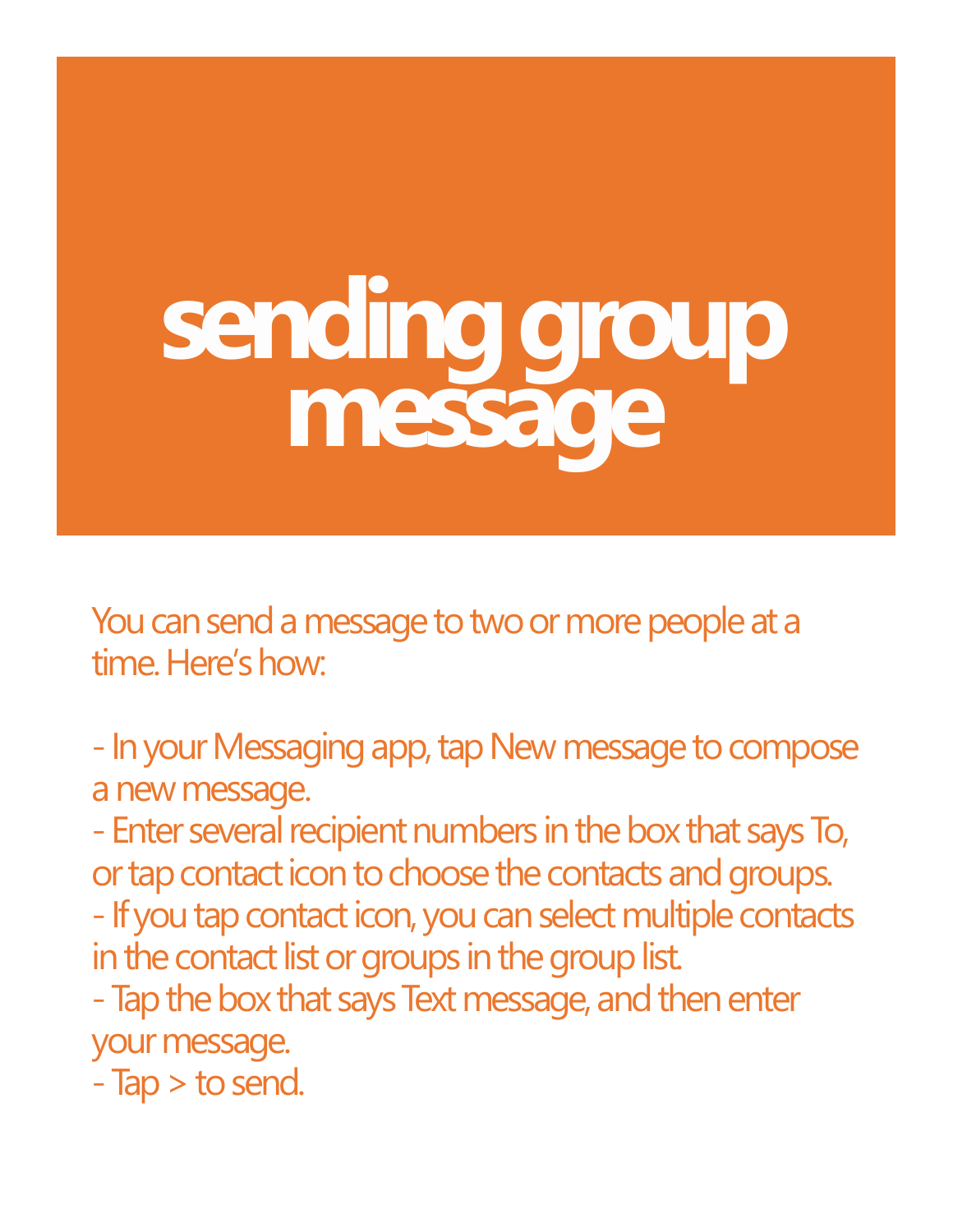# sending group message

You can send a message to two or more people at a time. Here's how:

- In your Messaging app, tap New message to compose a new message.
- Enter several recipient numbers in the box that says To, or tap contact icon to choose the contacts and groups.
- If you tap contact icon, you can select multiple contacts in the contact list or groups in the group list.
- Tap the box that says Text message, and then enter your message.
- Tap > to send.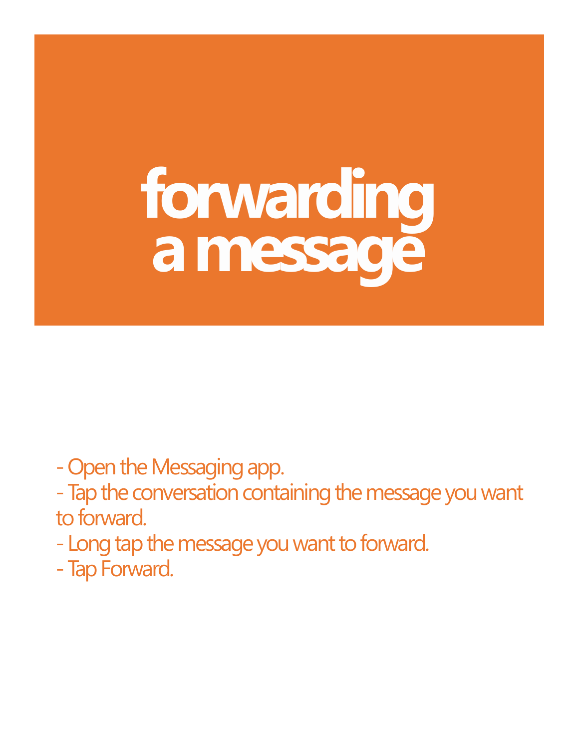# forwarding a message

- Open the Messaging app.
- Tap the conversation containing the message you want to forward.
- Long tap the message you want to forward.
- Tap Forward.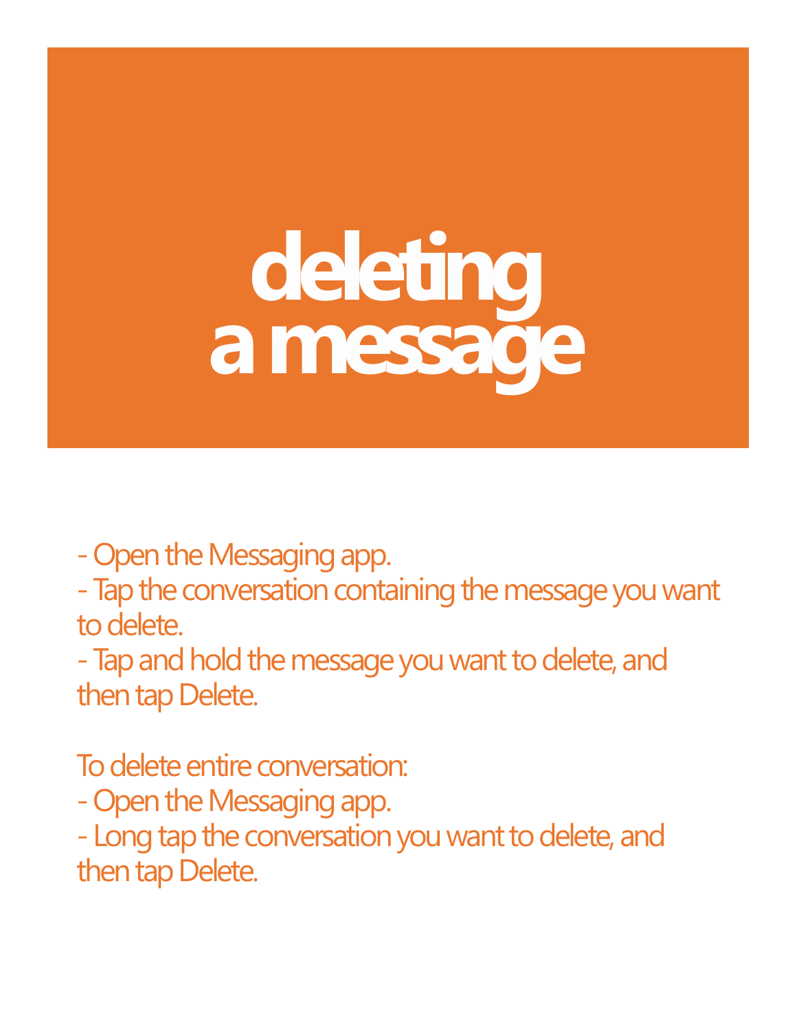# deleting a message

- Open the Messaging app.
- Tap the conversation containing the message you want to delete.
- Tap and hold the message you want to delete, and then tap Delete.

To delete entire conversation:

- Open the Messaging app.
- Long tap the conversation you want to delete, and then tap Delete.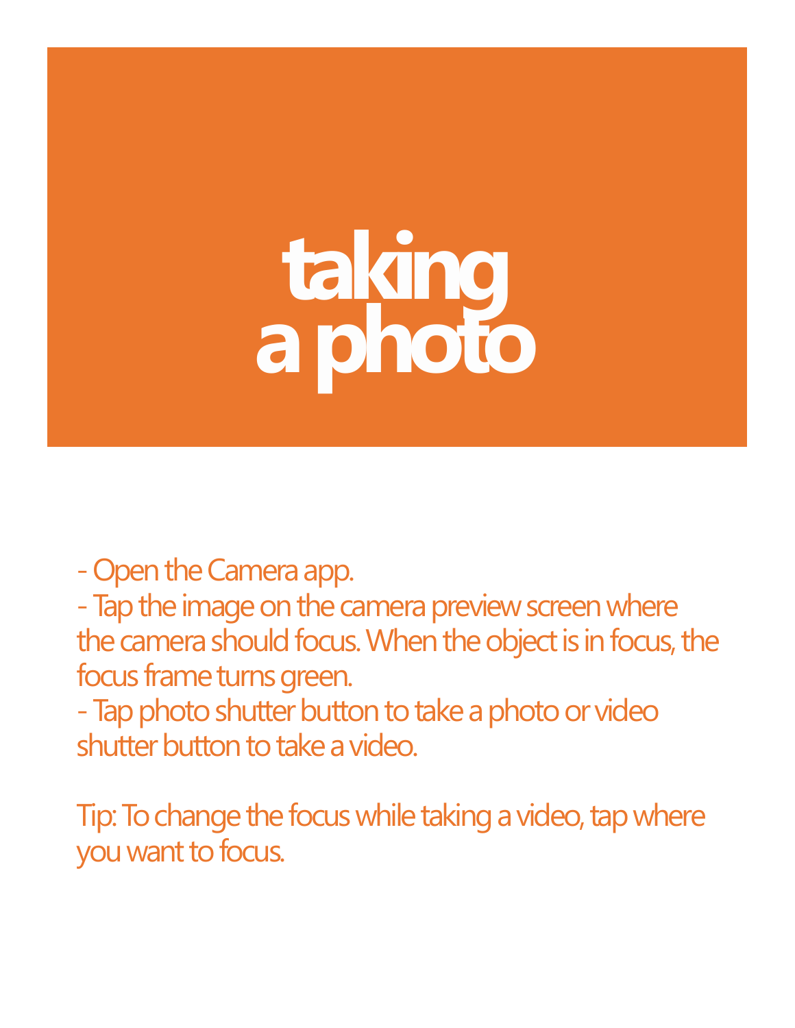# taking a photo

- Open the Camera app.
- Tap the image on the camera preview screen where the camera should focus. When the object is in focus, the focus frame turns green.
- Tap photo shutter button to take a photo or video shutter button to take a video.

Tip: To change the focus while taking a video, tap where you want to focus.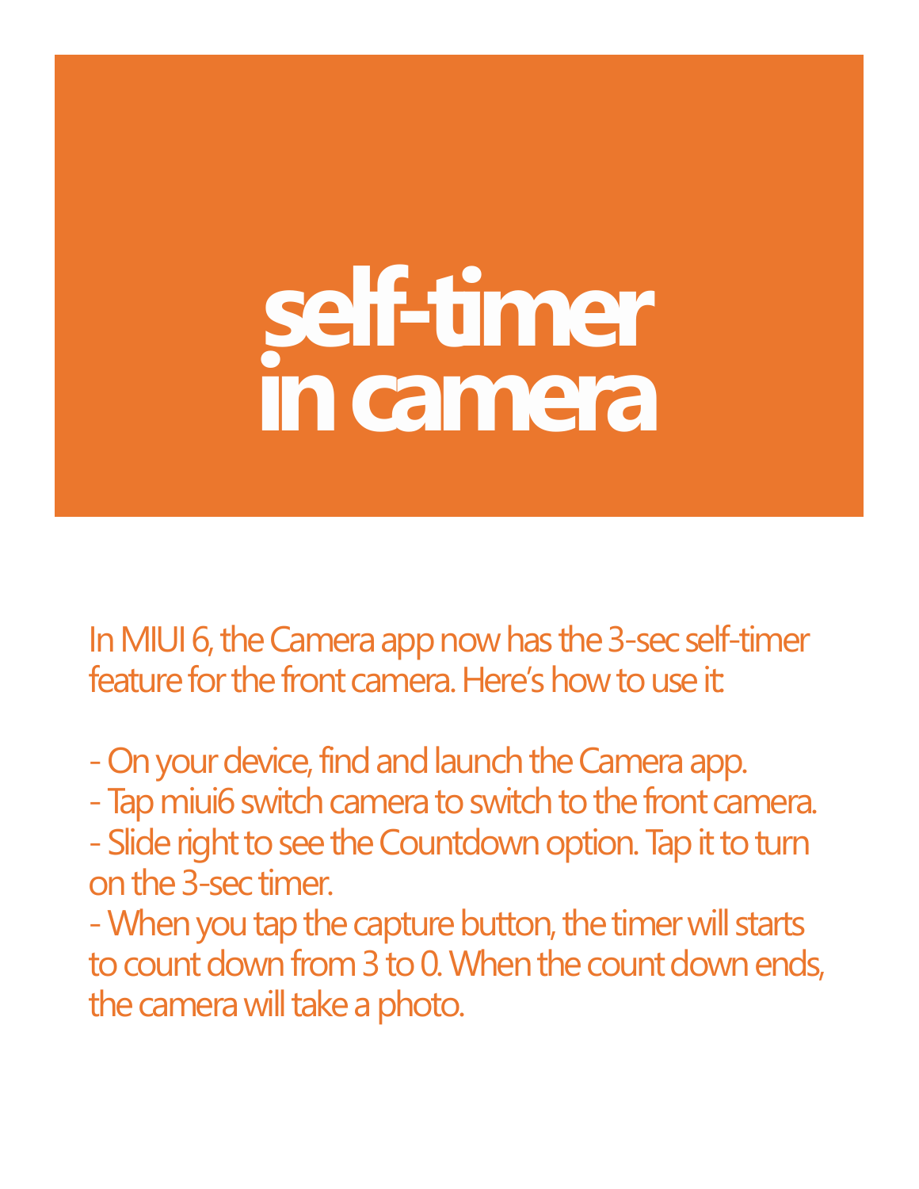# self-timer in camera

In MIUI 6, the Camera app now has the 3-sec self-timer feature for the front camera. Here's how to use it:

- On your device, find and launch the Camera app.
- Tap miui6 switch camera to switch to the front camera.
- Slide right to see the Countdown option. Tap it to turn on the 3-sec timer.
- When you tap the capture button, the timer will starts to count down from 3 to 0. When the count down ends, the camera will take a photo.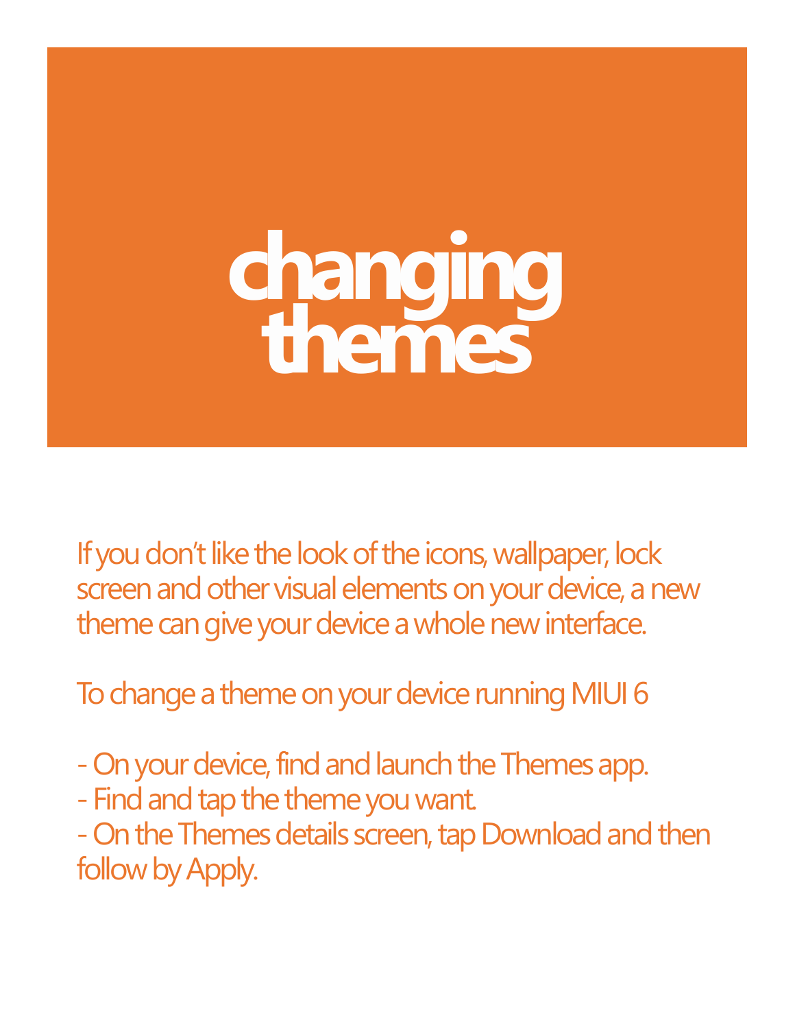# changing themes

If you don't like the look of the icons, wallpaper, lock screen and other visual elements on your device, a new theme can give your device a whole new interface.

To change a theme on your device running MIUI 6

- On your device, find and launch the Themes app.
- Find and tap the theme you want.
- On the Themes details screen, tap Download and then follow by Apply.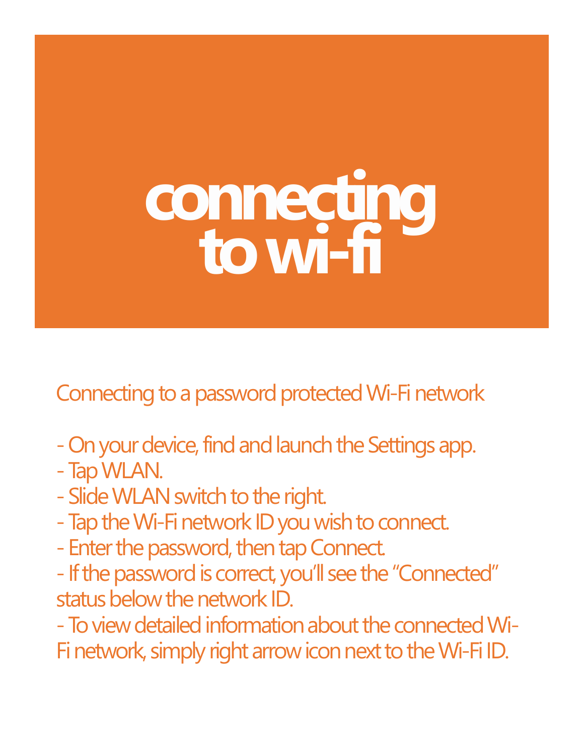# connecting to wi-fi

Connecting to a password protected Wi-Fi network

- On your device, find and launch the Settings app.
- Tap WLAN.
- Slide WLAN switch to the right.
- Tap the Wi-Fi network ID you wish to connect.
- Enter the password, then tap Connect.
- If the password is correct, you'll see the "Connected" status below the network ID.
- To view detailed information about the connected Wi-Fi network, simply right arrow icon next to the Wi-Fi ID.